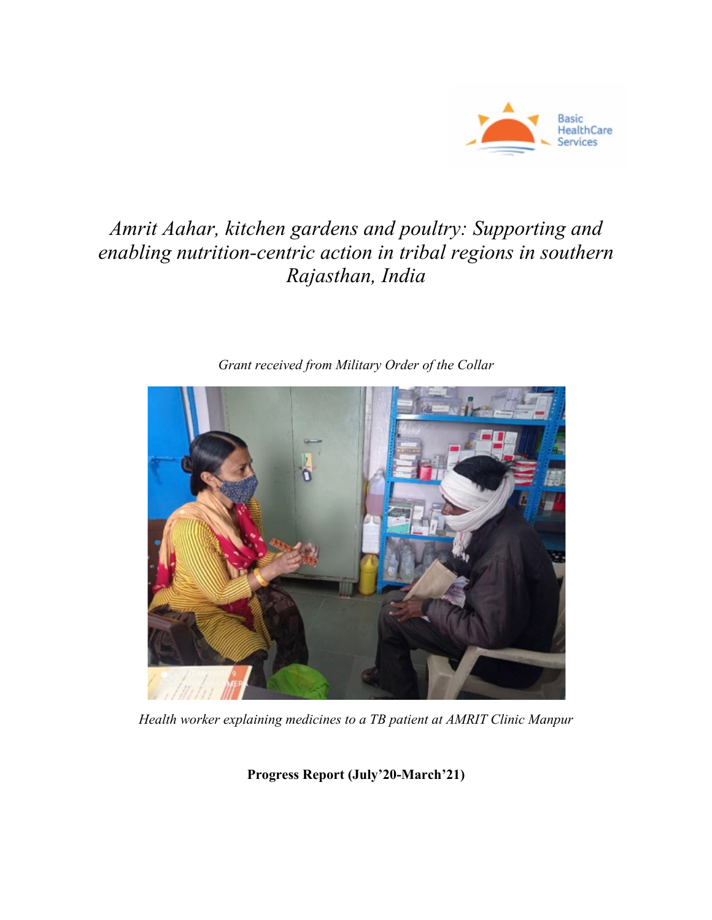Basic HealthCare Services

# *Amrit Aahar, kitchen gardens and poultry: Supporting and enabling nutrition-centric action in tribal regions in southern Rajasthan, India*

*Grant received from Military Order of the Collar*

*Health worker explaining medicines to a TB patient at AMRIT Clinic Manpur*

**Progress Report (July'20-March'21)**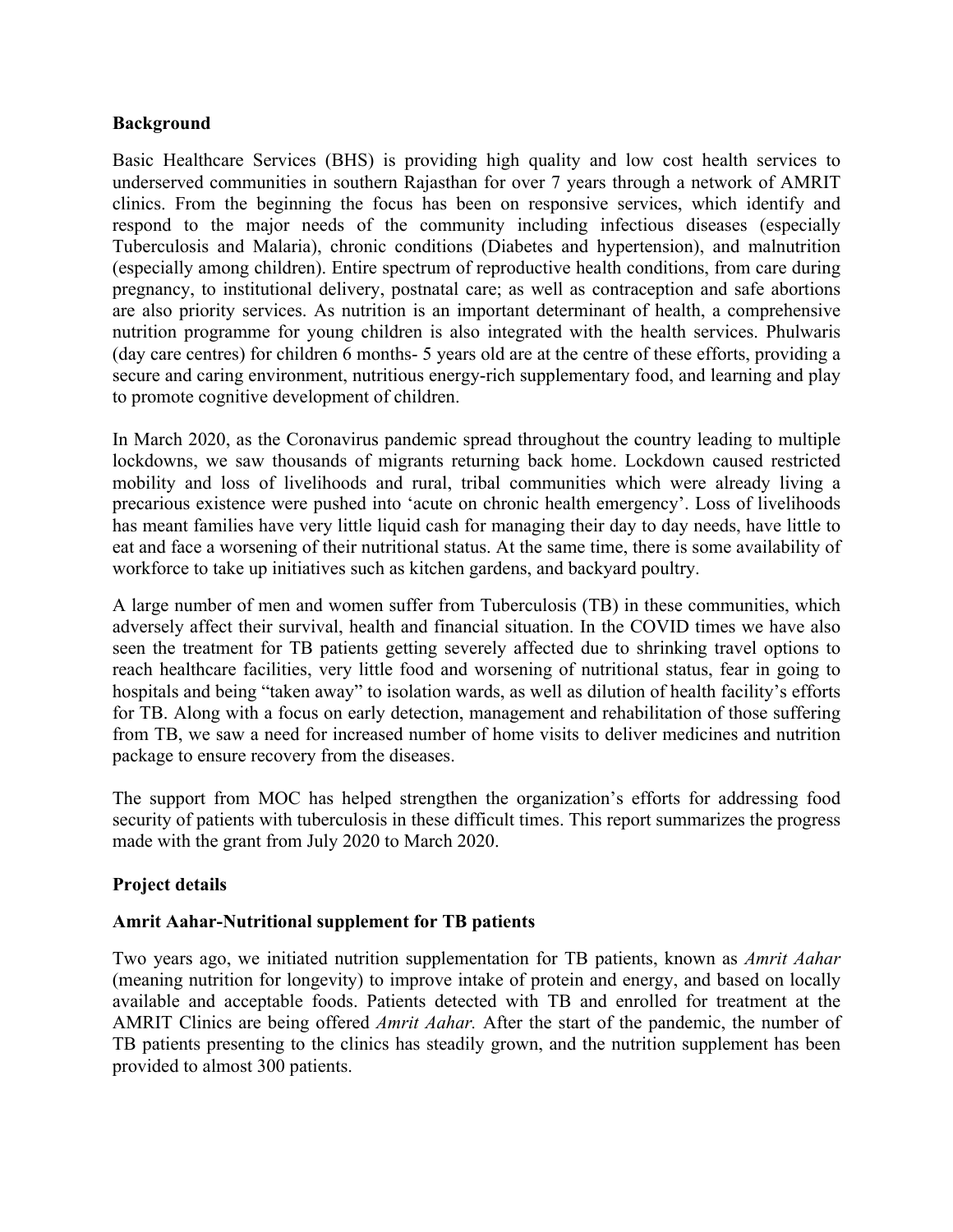**Background**

Basic Healthcare Services (BHS) is providing high quality and low cost health services to underserved communities in southern Rajasthan for over 7 years through a network of AMRIT clinics. From the beginning the focus has been on responsive services, which identify and respond to the major needs of the community including infectious diseases (especially Tuberculosis and Malaria), chronic conditions (Diabetes and hypertension), and malnutrition (especially among children). Entire spectrum of reproductive health conditions, from care during pregnancy, to institutional delivery, postnatal care; as well as contraception and safe abortions are also priority services. As nutrition is an important determinant of health, a comprehensive nutrition programme for young children is also integrated with the health services. Phulwaris (day care centres) for children 6 months- 5 years old are at the centre of these efforts, providing a secure and caring environment, nutritious energy-rich supplementary food, and learning and play to promote cognitive development of children.

In March 2020, as the Coronavirus pandemic spread throughout the country leading to multiple lockdowns, we saw thousands of migrants returning back home. Lockdown caused restricted mobility and loss of livelihoods and rural, tribal communities which were already living a precarious existence were pushed into 'acute on chronic health emergency'. Loss of livelihoods has meant families have very little liquid cash for managing their day to day needs, have little to eat and face a worsening of their nutritional status. At the same time, there is some availability of workforce to take up initiatives such as kitchen gardens, and backyard poultry.

A large number of men and women suffer from Tuberculosis (TB) in these communities, which adversely affect their survival, health and financial situation. In the COVID times we have also seen the treatment for TB patients getting severely affected due to shrinking travel options to reach healthcare facilities, very little food and worsening of nutritional status, fear in going to hospitals and being "taken away" to isolation wards, as well as dilution of health facility's efforts for TB. Along with a focus on early detection, management and rehabilitation of those suffering from TB, we saw a need for increased number of home visits to deliver medicines and nutrition package to ensure recovery from the diseases.

The support from MOC has helped strengthen the organization's efforts for addressing food security of patients with tuberculosis in these difficult times. This report summarizes the progress made with the grant from July 2020 to March 2020.

**Project details**

**Amrit Aahar-Nutritional supplement for TB patients**

Two years ago, we initiated nutrition supplementation for TB patients, known as *Amrit Aahar* (meaning nutrition for longevity) to improve intake of protein and energy, and based on locally available and acceptable foods. Patients detected with TB and enrolled for treatment at the AMRIT Clinics are being offered *Amrit Aahar.* After the start of the pandemic, the number of TB patients presenting to the clinics has steadily grown, and the nutrition supplement has been provided to almost 300 patients.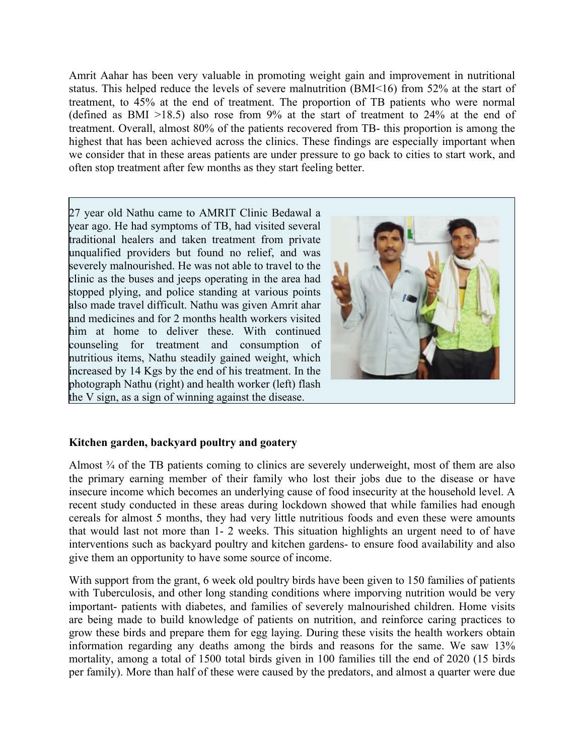Amrit Aahar has been very valuable in promoting weight gain and improvement in nutritional status. This helped reduce the levels of severe malnutrition (BMI<16) from 52% at the start of treatment, to 45% at the end of treatment. The proportion of TB patients who were normal (defined as BMI >18.5) also rose from 9% at the start of treatment to 24% at the end of treatment. Overall, almost 80% of the patients recovered from TB- this proportion is among the highest that has been achieved across the clinics. These findings are especially important when we consider that in these areas patients are under pressure to go back to cities to start work, and often stop treatment after few months as they start feeling better.

27 year old Nathu came to AMRIT Clinic Bedawal a year ago. He had symptoms of TB, had visited several traditional healers and taken treatment from private unqualified providers but found no relief, and was severely malnourished. He was not able to travel to the clinic as the buses and jeeps operating in the area had stopped plying, and police standing at various points also made travel difficult. Nathu was given Amrit ahar and medicines and for 2 months health workers visited him at home to deliver these. With continued counseling for treatment and consumption of nutritious items, Nathu steadily gained weight, which increased by 14 Kgs by the end of his treatment. In the photograph Nathu (right) and health worker (left) flash the V sign, as a sign of winning against the disease.

**Kitchen garden, backyard poultry and goatery**

Almost ¾ of the TB patients coming to clinics are severely underweight, most of them are also the primary earning member of their family who lost their jobs due to the disease or have insecure income which becomes an underlying cause of food insecurity at the household level. A recent study conducted in these areas during lockdown showed that while families had enough cereals for almost 5 months, they had very little nutritious foods and even these were amounts that would last not more than 1- 2 weeks. This situation highlights an urgent need to of have interventions such as backyard poultry and kitchen gardens- to ensure food availability and also give them an opportunity to have some source of income.

With support from the grant, 6 week old poultry birds have been given to 150 families of patients with Tuberculosis, and other long standing conditions where imporving nutrition would be very important- patients with diabetes, and families of severely malnourished children. Home visits are being made to build knowledge of patients on nutrition, and reinforce caring practices to grow these birds and prepare them for egg laying. During these visits the health workers obtain information regarding any deaths among the birds and reasons for the same. We saw 13% mortality, among a total of 1500 total birds given in 100 families till the end of 2020 (15 birds per family). More than half of these were caused by the predators, and almost a quarter were due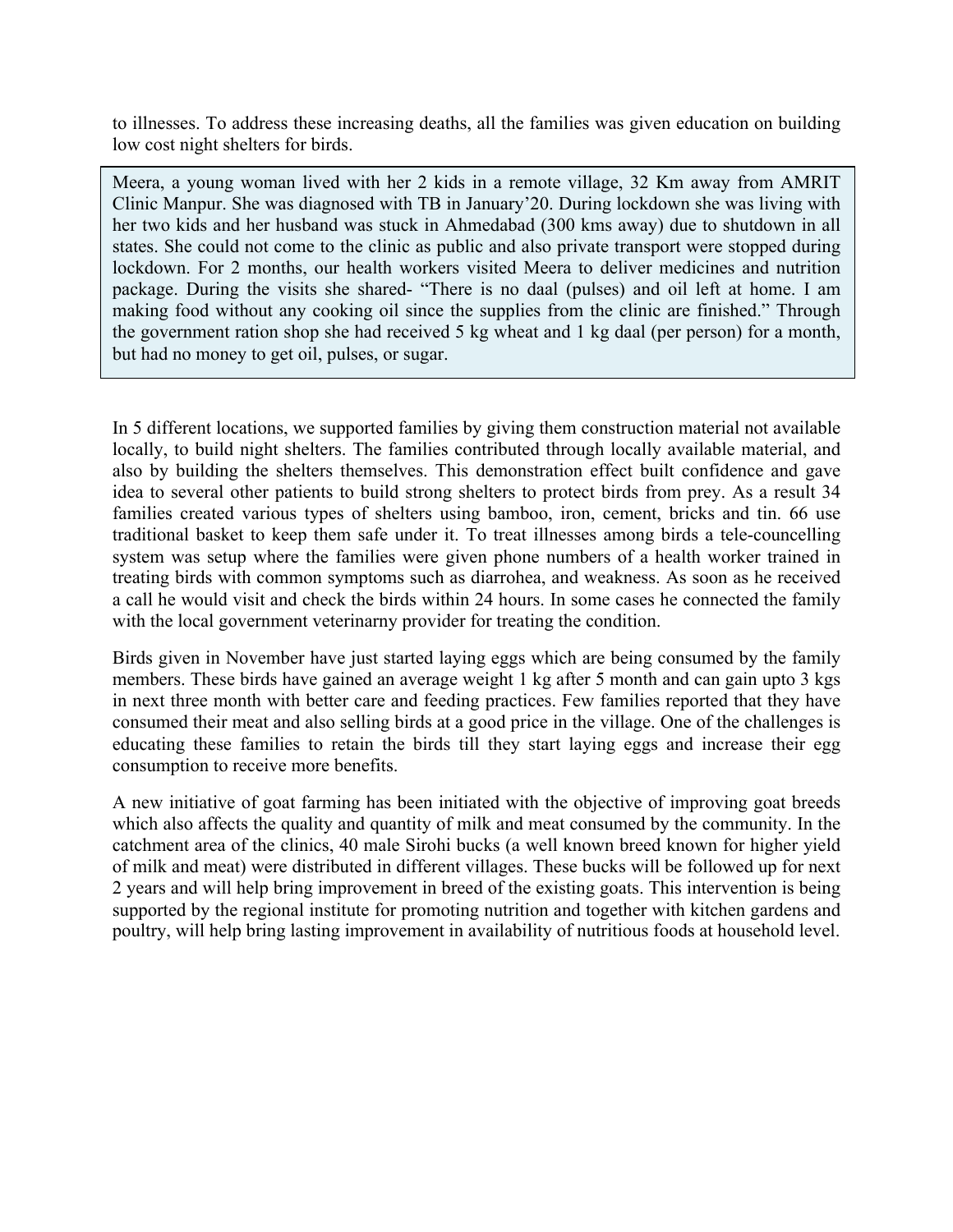to illnesses. To address these increasing deaths, all the families was given education on building low cost night shelters for birds.

> Meera, a young woman lived with her 2 kids in a remote village, 32 Km away from AMRIT Clinic Manpur. She was diagnosed with TB in January'20. During lockdown she was living with her two kids and her husband was stuck in Ahmedabad (300 kms away) due to shutdown in all states. She could not come to the clinic as public and also private transport were stopped during lockdown. For 2 months, our health workers visited Meera to deliver medicines and nutrition package. During the visits she shared- "There is no daal (pulses) and oil left at home. I am making food without any cooking oil since the supplies from the clinic are finished." Through the government ration shop she had received 5 kg wheat and 1 kg daal (per person) for a month, but had no money to get oil, pulses, or sugar.

In 5 different locations, we supported families by giving them construction material not available locally, to build night shelters. The families contributed through locally available material, and also by building the shelters themselves. This demonstration effect built confidence and gave idea to several other patients to build strong shelters to protect birds from prey. As a result 34 families created various types of shelters using bamboo, iron, cement, bricks and tin. 66 use traditional basket to keep them safe under it. To treat illnesses among birds a tele-councelling system was setup where the families were given phone numbers of a health worker trained in treating birds with common symptoms such as diarrohea, and weakness. As soon as he received a call he would visit and check the birds within 24 hours. In some cases he connected the family with the local government veterinarny provider for treating the condition.

Birds given in November have just started laying eggs which are being consumed by the family members. These birds have gained an average weight 1 kg after 5 month and can gain upto 3 kgs in next three month with better care and feeding practices. Few families reported that they have consumed their meat and also selling birds at a good price in the village. One of the challenges is educating these families to retain the birds till they start laying eggs and increase their egg consumption to receive more benefits.

A new initiative of goat farming has been initiated with the objective of improving goat breeds which also affects the quality and quantity of milk and meat consumed by the community. In the catchment area of the clinics, 40 male Sirohi bucks (a well known breed known for higher yield of milk and meat) were distributed in different villages. These bucks will be followed up for next 2 years and will help bring improvement in breed of the existing goats. This intervention is being supported by the regional institute for promoting nutrition and together with kitchen gardens and poultry, will help bring lasting improvement in availability of nutritious foods at household level.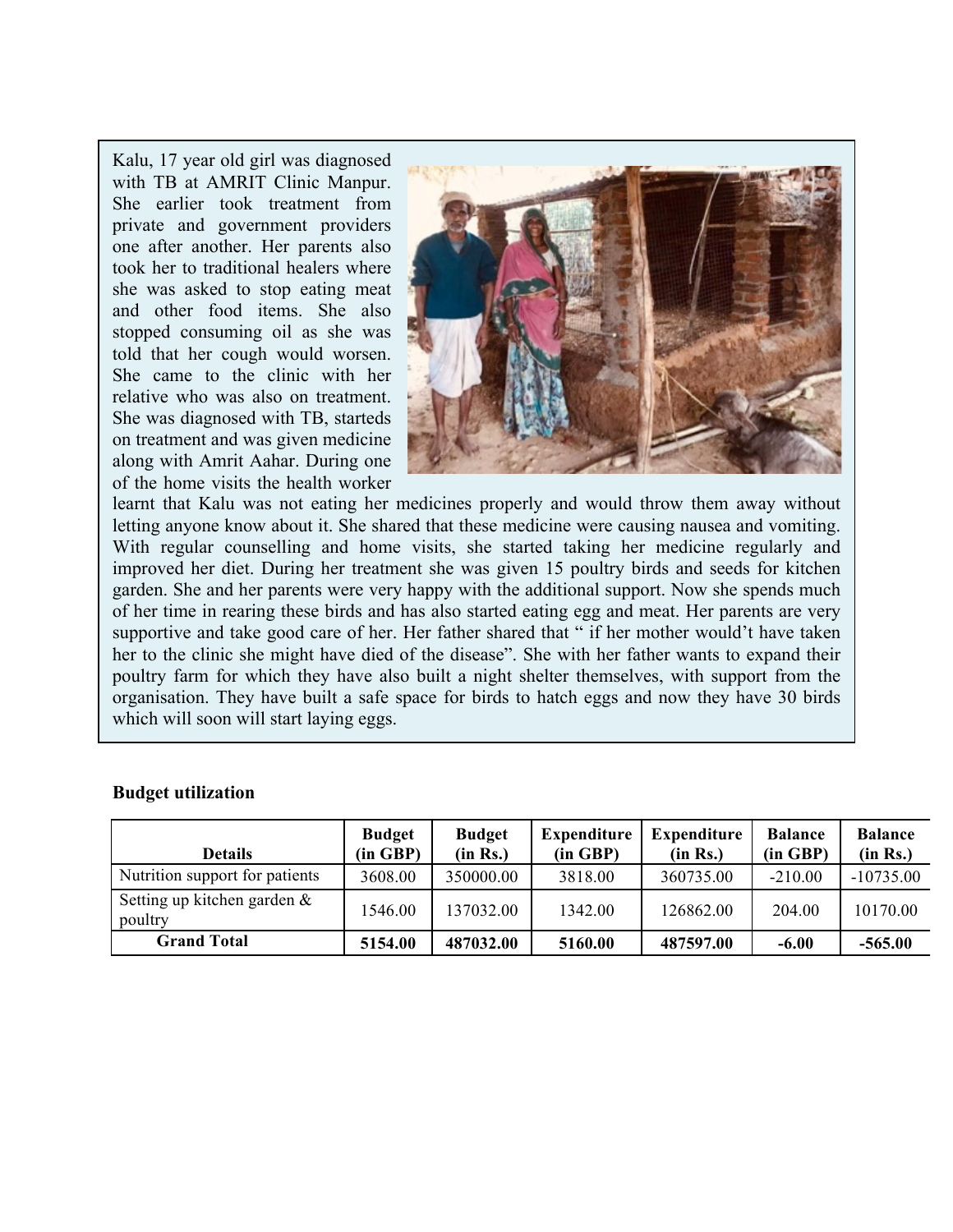Kalu, 17 year old girl was diagnosed with TB at AMRIT Clinic Manpur. She earlier took treatment from private and government providers one after another. Her parents also took her to traditional healers where she was asked to stop eating meat and other food items. She also stopped consuming oil as she was told that her cough would worsen. She came to the clinic with her relative who was also on treatment. She was diagnosed with TB, starteds on treatment and was given medicine along with Amrit Aahar. During one of the home visits the health worker learnt that Kalu was not eating her medicines properly and would throw them away without letting anyone know about it. She shared that these medicine were causing nausea and vomiting. With regular counselling and home visits, she started taking her medicine regularly and improved her diet. During her treatment she was given 15 poultry birds and seeds for kitchen garden. She and her parents were very happy with the additional support. Now she spends much of her time in rearing these birds and has also started eating egg and meat. Her parents are very supportive and take good care of her. Her father shared that " if her mother would't have taken her to the clinic she might have died of the disease". She with her father wants to expand their poultry farm for which they have also built a night shelter themselves, with support from the organisation. They have built a safe space for birds to hatch eggs and now they have 30 birds which will soon will start laying eggs.

**Budget utilization**

| Details | Budget (in GBP) | Budget (in Rs.) | Expenditure (in GBP) | Expenditure (in Rs.) | Balance (in GBP) | Balance (in Rs.) |
|---|---|---|---|---|---|---|
| Nutrition support for patients | 3608.00 | 350000.00 | 3818.00 | 360735.00 | -210.00 | -10735.00 |
| Setting up kitchen garden & poultry | 1546.00 | 137032.00 | 1342.00 | 126862.00 | 204.00 | 10170.00 |
| **Grand Total** | **5154.00** | **487032.00** | **5160.00** | **487597.00** | **-6.00** | **-565.00** |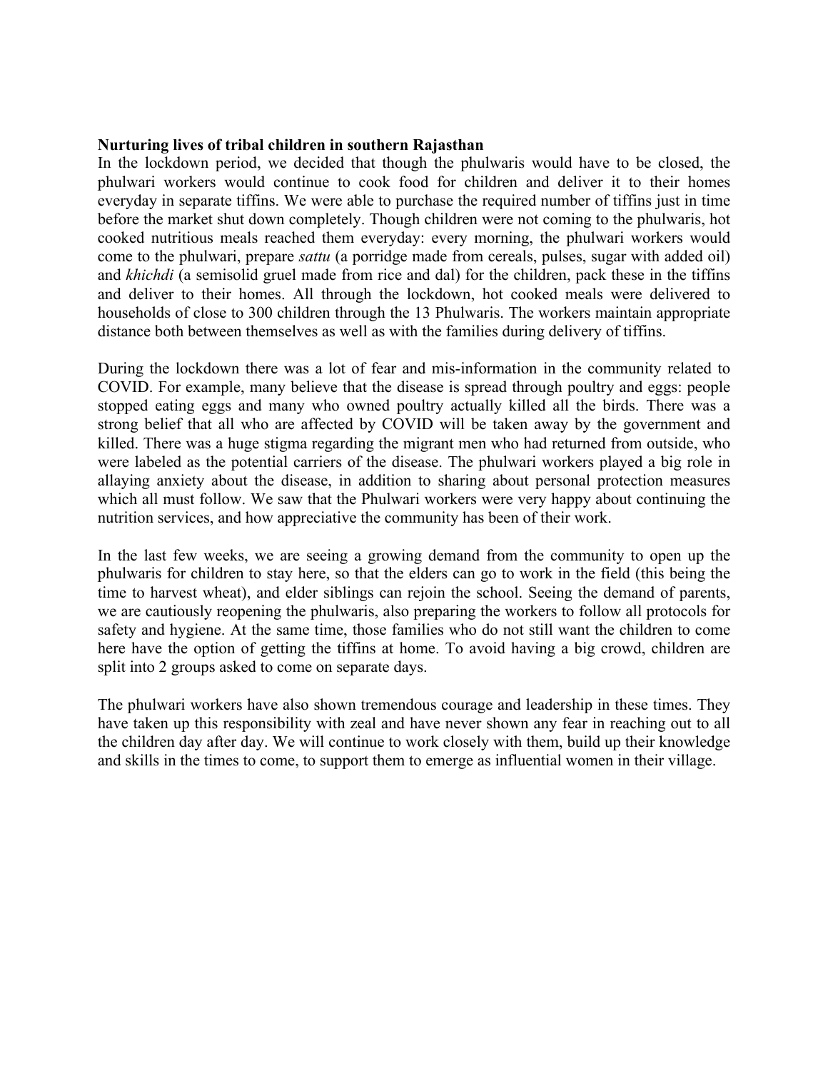**Nurturing lives of tribal children in southern Rajasthan**

In the lockdown period, we decided that though the phulwaris would have to be closed, the phulwari workers would continue to cook food for children and deliver it to their homes everyday in separate tiffins. We were able to purchase the required number of tiffins just in time before the market shut down completely. Though children were not coming to the phulwaris, hot cooked nutritious meals reached them everyday: every morning, the phulwari workers would come to the phulwari, prepare *sattu* (a porridge made from cereals, pulses, sugar with added oil) and *khichdi* (a semisolid gruel made from rice and dal) for the children, pack these in the tiffins and deliver to their homes. All through the lockdown, hot cooked meals were delivered to households of close to 300 children through the 13 Phulwaris. The workers maintain appropriate distance both between themselves as well as with the families during delivery of tiffins.

During the lockdown there was a lot of fear and mis-information in the community related to COVID. For example, many believe that the disease is spread through poultry and eggs: people stopped eating eggs and many who owned poultry actually killed all the birds. There was a strong belief that all who are affected by COVID will be taken away by the government and killed. There was a huge stigma regarding the migrant men who had returned from outside, who were labeled as the potential carriers of the disease. The phulwari workers played a big role in allaying anxiety about the disease, in addition to sharing about personal protection measures which all must follow. We saw that the Phulwari workers were very happy about continuing the nutrition services, and how appreciative the community has been of their work.

In the last few weeks, we are seeing a growing demand from the community to open up the phulwaris for children to stay here, so that the elders can go to work in the field (this being the time to harvest wheat), and elder siblings can rejoin the school. Seeing the demand of parents, we are cautiously reopening the phulwaris, also preparing the workers to follow all protocols for safety and hygiene. At the same time, those families who do not still want the children to come here have the option of getting the tiffins at home. To avoid having a big crowd, children are split into 2 groups asked to come on separate days.

The phulwari workers have also shown tremendous courage and leadership in these times. They have taken up this responsibility with zeal and have never shown any fear in reaching out to all the children day after day. We will continue to work closely with them, build up their knowledge and skills in the times to come, to support them to emerge as influential women in their village.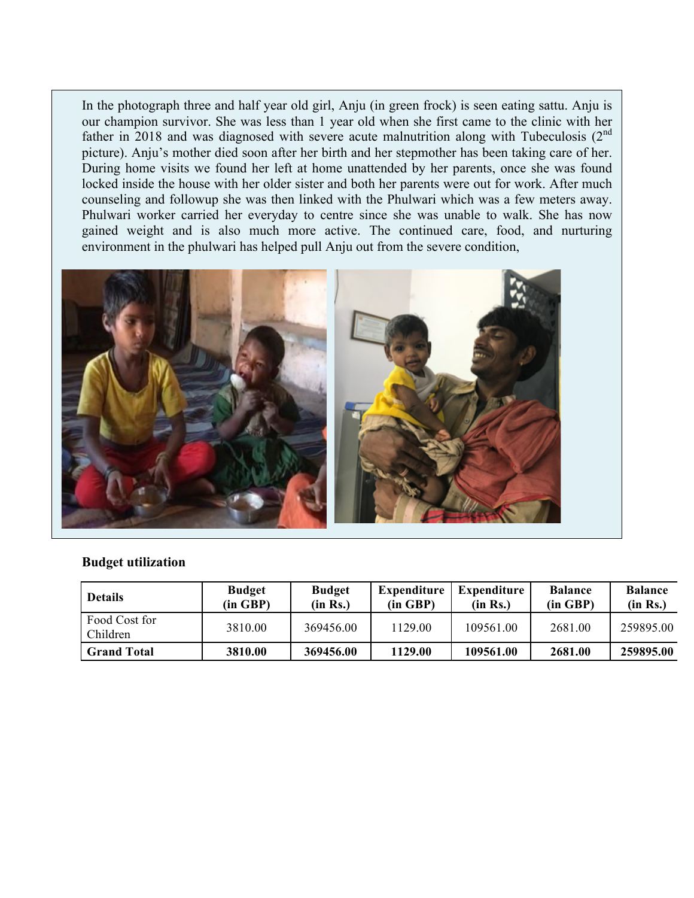In the photograph three and half year old girl, Anju (in green frock) is seen eating sattu. Anju is our champion survivor. She was less than 1 year old when she first came to the clinic with her father in 2018 and was diagnosed with severe acute malnutrition along with Tubeculosis (2nd picture). Anju's mother died soon after her birth and her stepmother has been taking care of her. During home visits we found her left at home unattended by her parents, once she was found locked inside the house with her older sister and both her parents were out for work. After much counseling and followup she was then linked with the Phulwari which was a few meters away. Phulwari worker carried her everyday to centre since she was unable to walk. She has now gained weight and is also much more active. The continued care, food, and nurturing environment in the phulwari has helped pull Anju out from the severe condition,

**Budget utilization**

| Details | Budget (in GBP) | Budget (in Rs.) | Expenditure (in GBP) | Expenditure (in Rs.) | Balance (in GBP) | Balance (in Rs.) |
|---|---|---|---|---|---|---|
| Food Cost for Children | 3810.00 | 369456.00 | 1129.00 | 109561.00 | 2681.00 | 259895.00 |
| **Grand Total** | **3810.00** | **369456.00** | **1129.00** | **109561.00** | **2681.00** | **259895.00** |